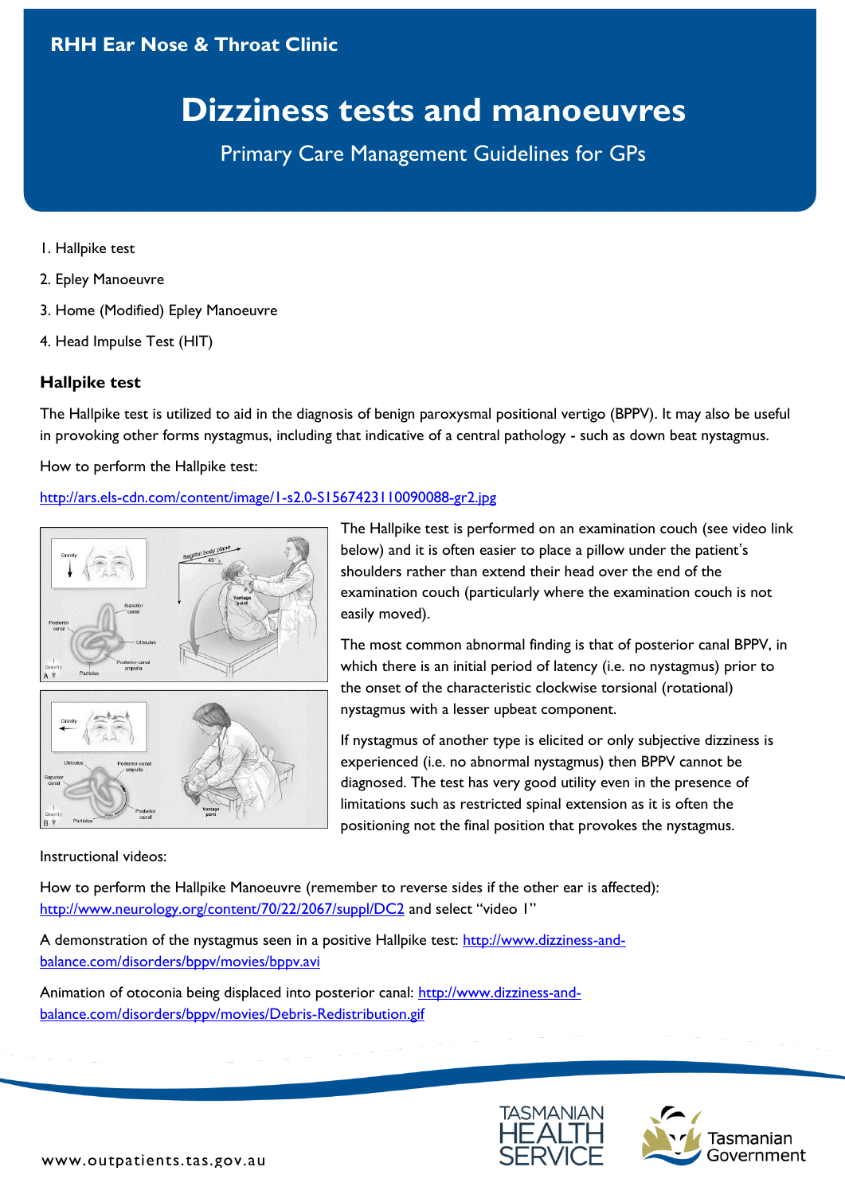RHH Ear Nose & Throat Clinic

# Dizziness tests and manoeuvres

Primary Care Management Guidelines for GPs

1. Hallpike test
2. Epley Manoeuvre
3. Home (Modified) Epley Manoeuvre
4. Head Impulse Test (HIT)

## Hallpike test

The Hallpike test is utilized to aid in the diagnosis of benign paroxysmal positional vertigo (BPPV). It may also be useful in provoking other forms nystagmus, including that indicative of a central pathology - such as down beat nystagmus.

How to perform the Hallpike test:

http://ars.els-cdn.com/content/image/1-s2.0-S1567423110090088-gr2.jpg

The Hallpike test is performed on an examination couch (see video link below) and it is often easier to place a pillow under the patient's shoulders rather than extend their head over the end of the examination couch (particularly where the examination couch is not easily moved).

The most common abnormal finding is that of posterior canal BPPV, in which there is an initial period of latency (i.e. no nystagmus) prior to the onset of the characteristic clockwise torsional (rotational) nystagmus with a lesser upbeat component.

If nystagmus of another type is elicited or only subjective dizziness is experienced (i.e. no abnormal nystagmus) then BPPV cannot be diagnosed. The test has very good utility even in the presence of limitations such as restricted spinal extension as it is often the positioning not the final position that provokes the nystagmus.

Instructional videos:

How to perform the Hallpike Manoeuvre (remember to reverse sides if the other ear is affected): http://www.neurology.org/content/70/22/2067/suppl/DC2 and select "video 1"

A demonstration of the nystagmus seen in a positive Hallpike test: http://www.dizziness-and-balance.com/disorders/bppv/movies/bppv.avi

Animation of otoconia being displaced into posterior canal: http://www.dizziness-and-balance.com/disorders/bppv/movies/Debris-Redistribution.gif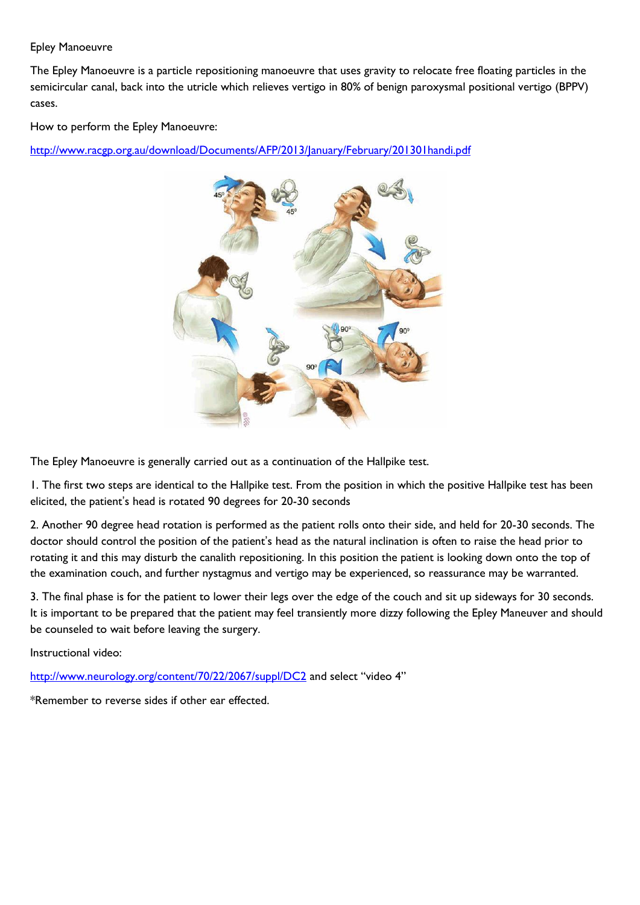Epley Manoeuvre

The Epley Manoeuvre is a particle repositioning manoeuvre that uses gravity to relocate free floating particles in the semicircular canal, back into the utricle which relieves vertigo in 80% of benign paroxysmal positional vertigo (BPPV) cases.

How to perform the Epley Manoeuvre:

[http://www.racgp.org.au/download/Documents/AFP/2013/January/February/201301handi.pdf](http://www.racgp.org.au/download/Documents/AFP/2013/January/February/201301handi.pdf)

The Epley Manoeuvre is generally carried out as a continuation of the Hallpike test.

1. The first two steps are identical to the Hallpike test. From the position in which the positive Hallpike test has been elicited, the patient's head is rotated 90 degrees for 20-30 seconds

2. Another 90 degree head rotation is performed as the patient rolls onto their side, and held for 20-30 seconds. The doctor should control the position of the patient's head as the natural inclination is often to raise the head prior to rotating it and this may disturb the canalith repositioning. In this position the patient is looking down onto the top of the examination couch, and further nystagmus and vertigo may be experienced, so reassurance may be warranted.

3. The final phase is for the patient to lower their legs over the edge of the couch and sit up sideways for 30 seconds. It is important to be prepared that the patient may feel transiently more dizzy following the Epley Maneuver and should be counseled to wait before leaving the surgery.

Instructional video:

[http://www.neurology.org/content/70/22/2067/suppl/DC2](http://www.neurology.org/content/70/22/2067/suppl/DC2) and select "video 4"

*Remember to reverse sides if other ear effected.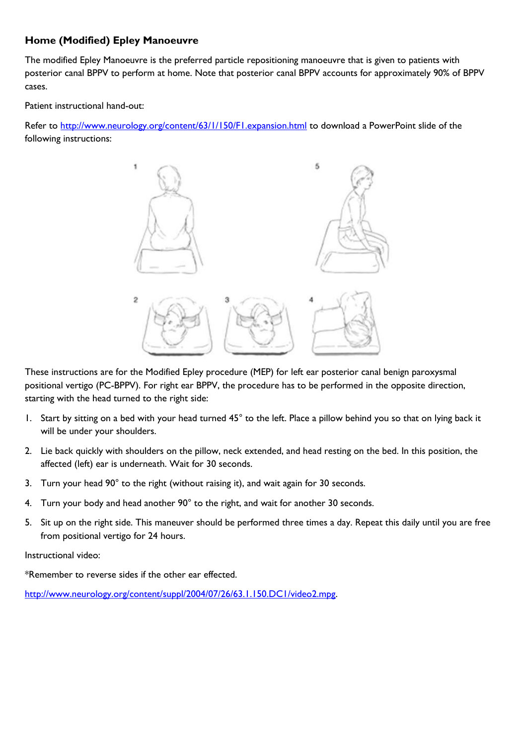### Home (Modified) Epley Manoeuvre

The modified Epley Manoeuvre is the preferred particle repositioning manoeuvre that is given to patients with posterior canal BPPV to perform at home. Note that posterior canal BPPV accounts for approximately 90% of BPPV cases.

Patient instructional hand-out:

Refer to [http://www.neurology.org/content/63/1/150/F1.expansion.html](http://www.neurology.org/content/63/1/150/F1.expansion.html) to download a PowerPoint slide of the following instructions:

These instructions are for the Modified Epley procedure (MEP) for left ear posterior canal benign paroxysmal positional vertigo (PC-BPPV). For right ear BPPV, the procedure has to be performed in the opposite direction, starting with the head turned to the right side:

1. Start by sitting on a bed with your head turned 45° to the left. Place a pillow behind you so that on lying back it will be under your shoulders.
2. Lie back quickly with shoulders on the pillow, neck extended, and head resting on the bed. In this position, the affected (left) ear is underneath. Wait for 30 seconds.
3. Turn your head 90° to the right (without raising it), and wait again for 30 seconds.
4. Turn your body and head another 90° to the right, and wait for another 30 seconds.
5. Sit up on the right side. This maneuver should be performed three times a day. Repeat this daily until you are free from positional vertigo for 24 hours.

Instructional video:

*Remember to reverse sides if the other ear effected.

[http://www.neurology.org/content/suppl/2004/07/26/63.1.150.DC1/video2.mpg](http://www.neurology.org/content/suppl/2004/07/26/63.1.150.DC1/video2.mpg).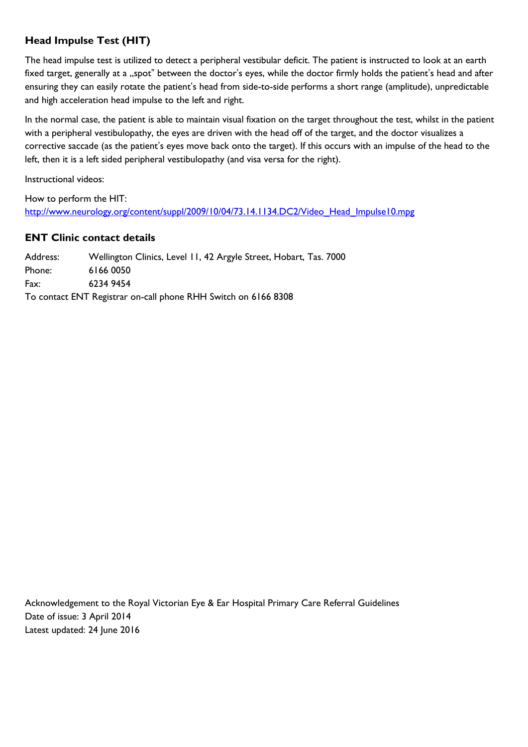## Head Impulse Test (HIT)

The head impulse test is utilized to detect a peripheral vestibular deficit. The patient is instructed to look at an earth fixed target, generally at a „spot" between the doctor's eyes, while the doctor firmly holds the patient's head and after ensuring they can easily rotate the patient's head from side-to-side performs a short range (amplitude), unpredictable and high acceleration head impulse to the left and right.

In the normal case, the patient is able to maintain visual fixation on the target throughout the test, whilst in the patient with a peripheral vestibulopathy, the eyes are driven with the head off of the target, and the doctor visualizes a corrective saccade (as the patient's eyes move back onto the target). If this occurs with an impulse of the head to the left, then it is a left sided peripheral vestibulopathy (and visa versa for the right).

Instructional videos:

How to perform the HIT:
http://www.neurology.org/content/suppl/2009/10/04/73.14.1134.DC2/Video_Head_Impulse10.mpg

## ENT Clinic contact details

Address: Wellington Clinics, Level 11, 42 Argyle Street, Hobart, Tas. 7000
Phone: 6166 0050
Fax: 6234 9454
To contact ENT Registrar on-call phone RHH Switch on 6166 8308

Acknowledgement to the Royal Victorian Eye & Ear Hospital Primary Care Referral Guidelines
Date of issue: 3 April 2014
Latest updated: 24 June 2016